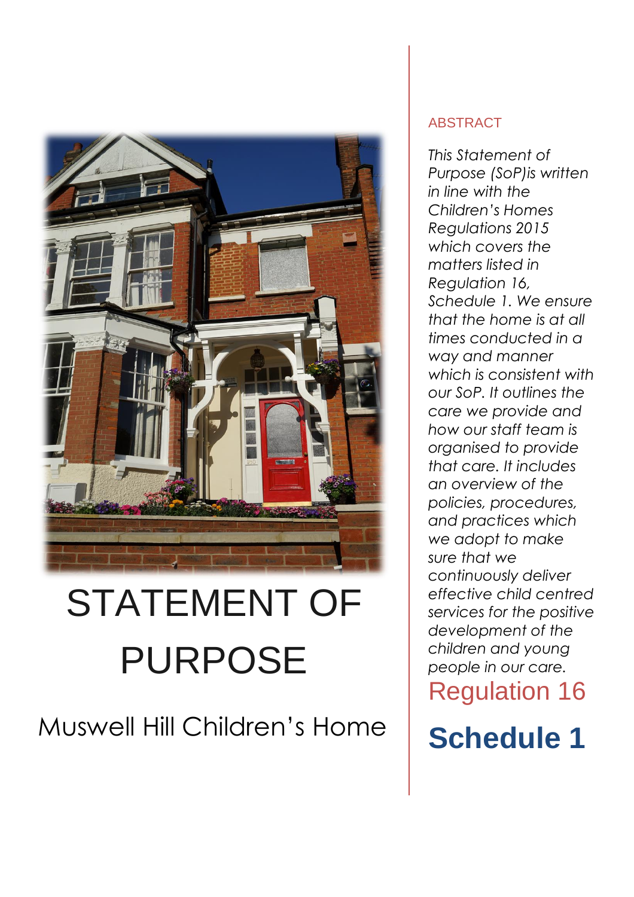# STATEMENT OF PURPOSE

## Muswell Hill Children's Home

ABSTRACT

*This Statement of Purpose (SoP)is written in line with the Children's Homes Regulations 2015 which covers the matters listed in Regulation 16, Schedule 1. We ensure that the home is at all times conducted in a way and manner which is consistent with our SoP. It outlines the care we provide and how our staff team is organised to provide that care. It includes an overview of the policies, procedures, and practices which we adopt to make sure that we continuously deliver effective child centred services for the positive development of the children and young people in our care.*

Regulation 16

**Schedule 1**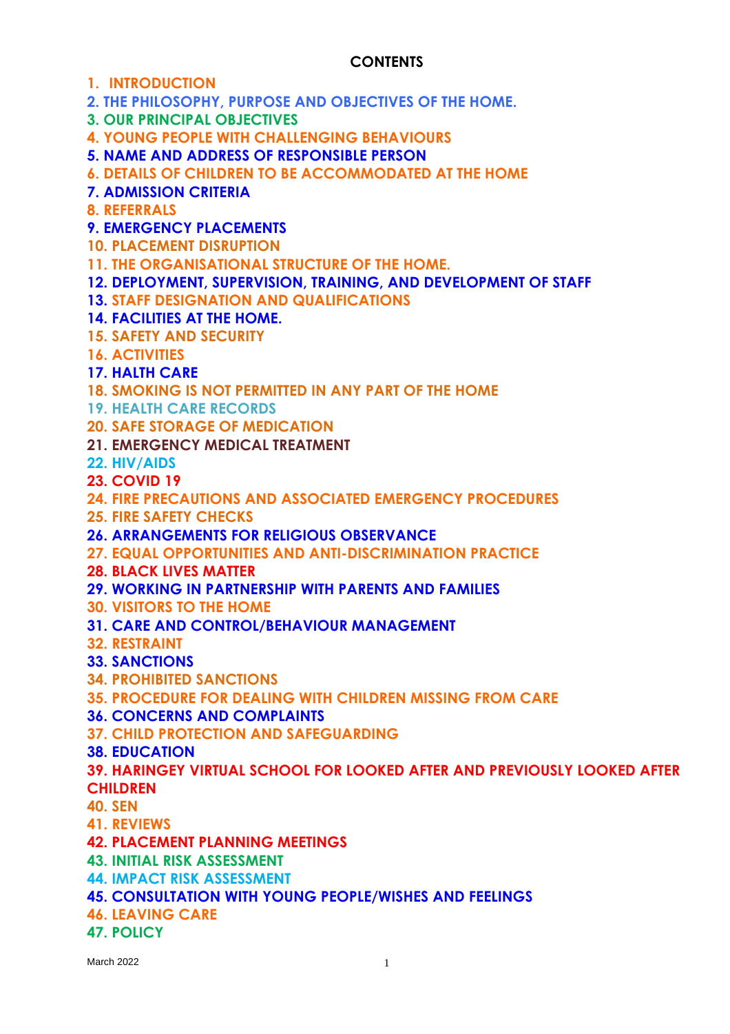**CONTENTS**

1. INTRODUCTION
2. THE PHILOSOPHY, PURPOSE AND OBJECTIVES OF THE HOME.
3. OUR PRINCIPAL OBJECTIVES
4. YOUNG PEOPLE WITH CHALLENGING BEHAVIOURS
5. NAME AND ADDRESS OF RESPONSIBLE PERSON
6. DETAILS OF CHILDREN TO BE ACCOMMODATED AT THE HOME
7. ADMISSION CRITERIA
8. REFERRALS
9. EMERGENCY PLACEMENTS
10. PLACEMENT DISRUPTION
11. THE ORGANISATIONAL STRUCTURE OF THE HOME.
12. DEPLOYMENT, SUPERVISION, TRAINING, AND DEVELOPMENT OF STAFF
13. STAFF DESIGNATION AND QUALIFICATIONS
14. FACILITIES AT THE HOME.
15. SAFETY AND SECURITY
16. ACTIVITIES
17. HALTH CARE
18. SMOKING IS NOT PERMITTED IN ANY PART OF THE HOME
19. HEALTH CARE RECORDS
20. SAFE STORAGE OF MEDICATION
21. EMERGENCY MEDICAL TREATMENT
22. HIV/AIDS
23. COVID 19
24. FIRE PRECAUTIONS AND ASSOCIATED EMERGENCY PROCEDURES
25. FIRE SAFETY CHECKS
26. ARRANGEMENTS FOR RELIGIOUS OBSERVANCE
27. EQUAL OPPORTUNITIES AND ANTI-DISCRIMINATION PRACTICE
28. BLACK LIVES MATTER
29. WORKING IN PARTNERSHIP WITH PARENTS AND FAMILIES
30. VISITORS TO THE HOME
31. CARE AND CONTROL/BEHAVIOUR MANAGEMENT
32. RESTRAINT
33. SANCTIONS
34. PROHIBITED SANCTIONS
35. PROCEDURE FOR DEALING WITH CHILDREN MISSING FROM CARE
36. CONCERNS AND COMPLAINTS
37. CHILD PROTECTION AND SAFEGUARDING
38. EDUCATION
39. HARINGEY VIRTUAL SCHOOL FOR LOOKED AFTER AND PREVIOUSLY LOOKED AFTER CHILDREN
40. SEN
41. REVIEWS
42. PLACEMENT PLANNING MEETINGS
43. INITIAL RISK ASSESSMENT
44. IMPACT RISK ASSESSMENT
45. CONSULTATION WITH YOUNG PEOPLE/WISHES AND FEELINGS
46. LEAVING CARE
47. POLICY

March 2022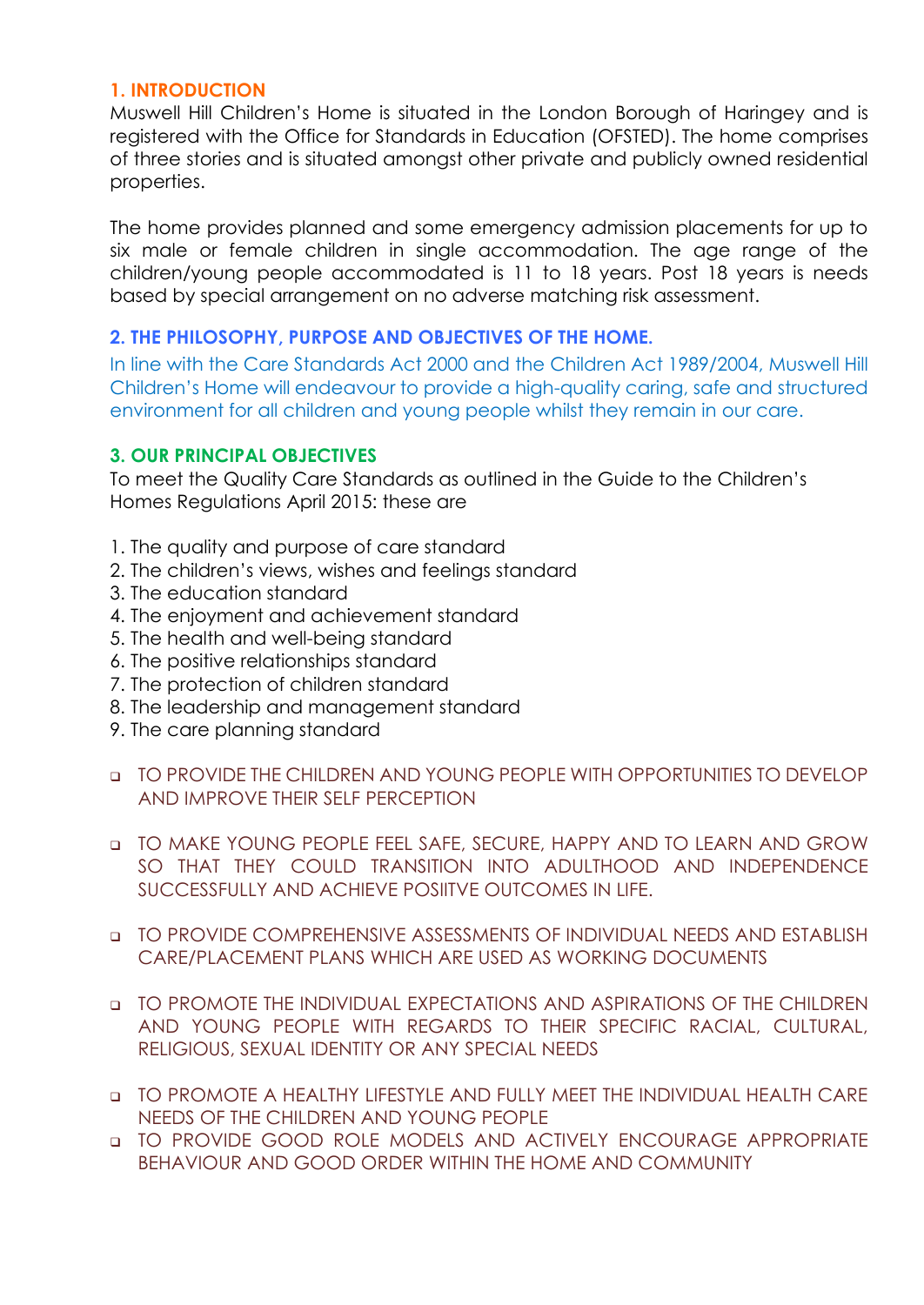## 1. INTRODUCTION

Muswell Hill Children's Home is situated in the London Borough of Haringey and is registered with the Office for Standards in Education (OFSTED). The home comprises of three stories and is situated amongst other private and publicly owned residential properties.

The home provides planned and some emergency admission placements for up to six male or female children in single accommodation. The age range of the children/young people accommodated is 11 to 18 years. Post 18 years is needs based by special arrangement on no adverse matching risk assessment.

## 2. THE PHILOSOPHY, PURPOSE AND OBJECTIVES OF THE HOME.

In line with the Care Standards Act 2000 and the Children Act 1989/2004, Muswell Hill Children's Home will endeavour to provide a high-quality caring, safe and structured environment for all children and young people whilst they remain in our care.

## 3. OUR PRINCIPAL OBJECTIVES

To meet the Quality Care Standards as outlined in the Guide to the Children's Homes Regulations April 2015: these are

1. The quality and purpose of care standard
2. The children's views, wishes and feelings standard
3. The education standard
4. The enjoyment and achievement standard
5. The health and well-being standard
6. The positive relationships standard
7. The protection of children standard
8. The leadership and management standard
9. The care planning standard

- TO PROVIDE THE CHILDREN AND YOUNG PEOPLE WITH OPPORTUNITIES TO DEVELOP AND IMPROVE THEIR SELF PERCEPTION

- TO MAKE YOUNG PEOPLE FEEL SAFE, SECURE, HAPPY AND TO LEARN AND GROW SO THAT THEY COULD TRANSITION INTO ADULTHOOD AND INDEPENDENCE SUCCESSFULLY AND ACHIEVE POSIITVE OUTCOMES IN LIFE.

- TO PROVIDE COMPREHENSIVE ASSESSMENTS OF INDIVIDUAL NEEDS AND ESTABLISH CARE/PLACEMENT PLANS WHICH ARE USED AS WORKING DOCUMENTS

- TO PROMOTE THE INDIVIDUAL EXPECTATIONS AND ASPIRATIONS OF THE CHILDREN AND YOUNG PEOPLE WITH REGARDS TO THEIR SPECIFIC RACIAL, CULTURAL, RELIGIOUS, SEXUAL IDENTITY OR ANY SPECIAL NEEDS

- TO PROMOTE A HEALTHY LIFESTYLE AND FULLY MEET THE INDIVIDUAL HEALTH CARE NEEDS OF THE CHILDREN AND YOUNG PEOPLE
- TO PROVIDE GOOD ROLE MODELS AND ACTIVELY ENCOURAGE APPROPRIATE BEHAVIOUR AND GOOD ORDER WITHIN THE HOME AND COMMUNITY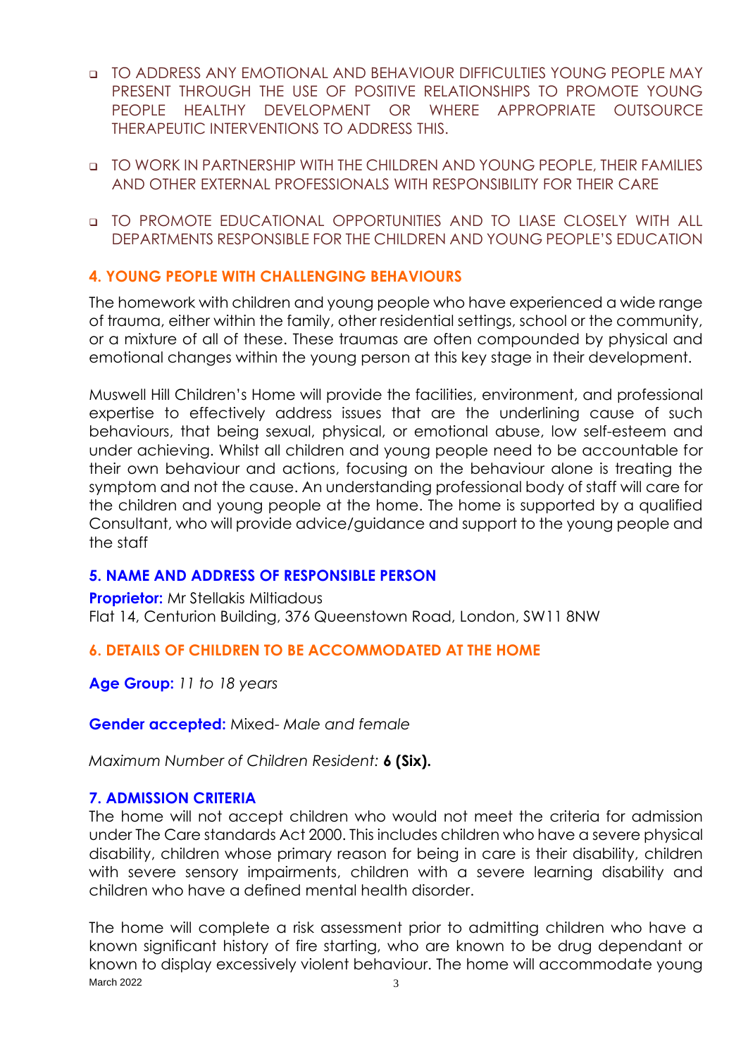- TO ADDRESS ANY EMOTIONAL AND BEHAVIOUR DIFFICULTIES YOUNG PEOPLE MAY PRESENT THROUGH THE USE OF POSITIVE RELATIONSHIPS TO PROMOTE YOUNG PEOPLE HEALTHY DEVELOPMENT OR WHERE APPROPRIATE OUTSOURCE THERAPEUTIC INTERVENTIONS TO ADDRESS THIS.

- TO WORK IN PARTNERSHIP WITH THE CHILDREN AND YOUNG PEOPLE, THEIR FAMILIES AND OTHER EXTERNAL PROFESSIONALS WITH RESPONSIBILITY FOR THEIR CARE

- TO PROMOTE EDUCATIONAL OPPORTUNITIES AND TO LIASE CLOSELY WITH ALL DEPARTMENTS RESPONSIBLE FOR THE CHILDREN AND YOUNG PEOPLE'S EDUCATION

## 4. YOUNG PEOPLE WITH CHALLENGING BEHAVIOURS

The homework with children and young people who have experienced a wide range of trauma, either within the family, other residential settings, school or the community, or a mixture of all of these. These traumas are often compounded by physical and emotional changes within the young person at this key stage in their development.

Muswell Hill Children's Home will provide the facilities, environment, and professional expertise to effectively address issues that are the underlining cause of such behaviours, that being sexual, physical, or emotional abuse, low self-esteem and under achieving. Whilst all children and young people need to be accountable for their own behaviour and actions, focusing on the behaviour alone is treating the symptom and not the cause. An understanding professional body of staff will care for the children and young people at the home. The home is supported by a qualified Consultant, who will provide advice/guidance and support to the young people and the staff

## 5. NAME AND ADDRESS OF RESPONSIBLE PERSON

**Proprietor:** Mr Stellakis Miltiadous
Flat 14, Centurion Building, 376 Queenstown Road, London, SW11 8NW

## 6. DETAILS OF CHILDREN TO BE ACCOMMODATED AT THE HOME

**Age Group:** *11 to 18 years*

**Gender accepted:** Mixed- *Male and female*

*Maximum Number of Children Resident:* **6 (Six).**

## 7. ADMISSION CRITERIA

The home will not accept children who would not meet the criteria for admission under The Care standards Act 2000. This includes children who have a severe physical disability, children whose primary reason for being in care is their disability, children with severe sensory impairments, children with a severe learning disability and children who have a defined mental health disorder.

The home will complete a risk assessment prior to admitting children who have a known significant history of fire starting, who are known to be drug dependant or known to display excessively violent behaviour. The home will accommodate young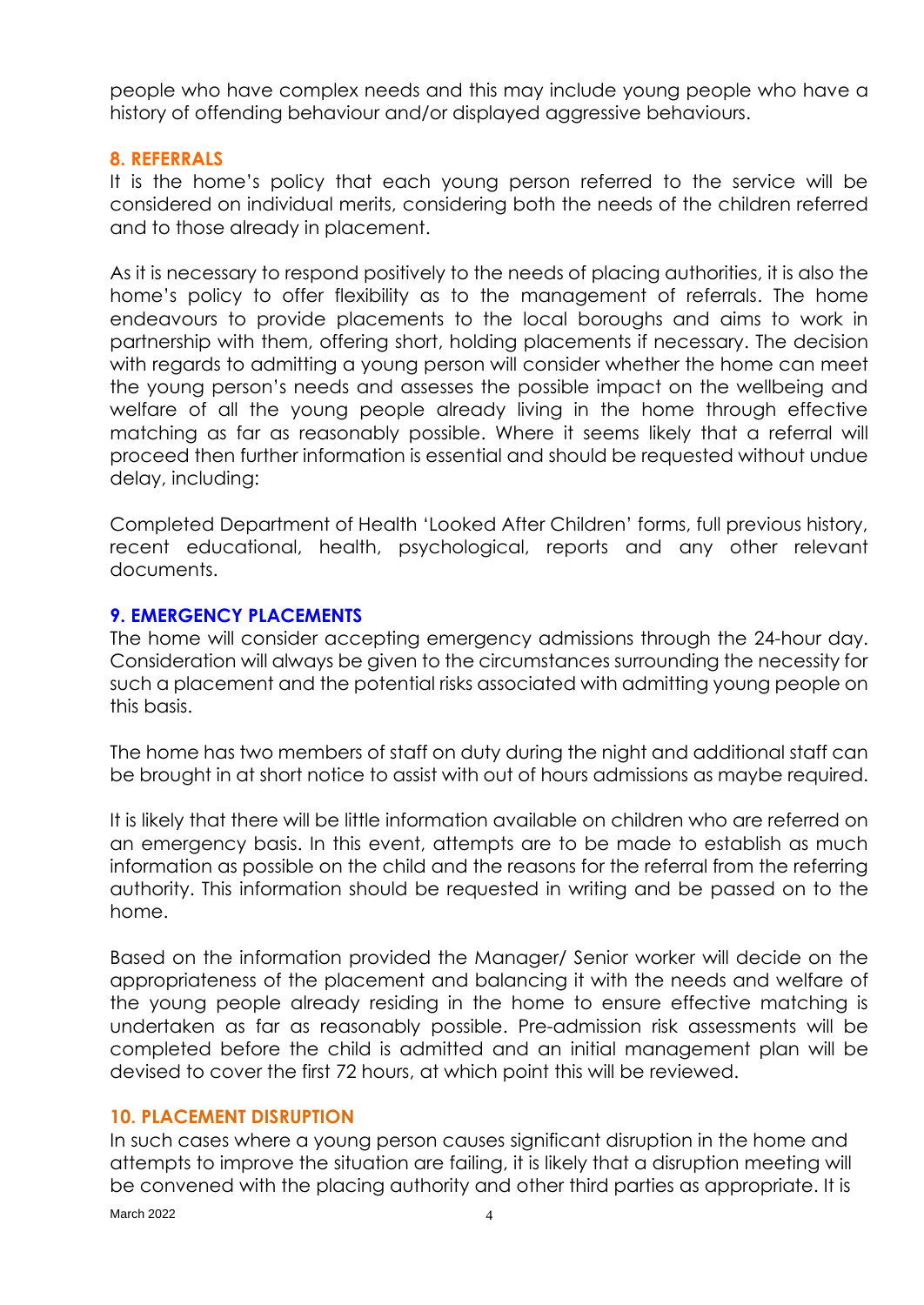people who have complex needs and this may include young people who have a history of offending behaviour and/or displayed aggressive behaviours.

## 8. REFERRALS

It is the home's policy that each young person referred to the service will be considered on individual merits, considering both the needs of the children referred and to those already in placement.

As it is necessary to respond positively to the needs of placing authorities, it is also the home's policy to offer flexibility as to the management of referrals. The home endeavours to provide placements to the local boroughs and aims to work in partnership with them, offering short, holding placements if necessary. The decision with regards to admitting a young person will consider whether the home can meet the young person's needs and assesses the possible impact on the wellbeing and welfare of all the young people already living in the home through effective matching as far as reasonably possible. Where it seems likely that a referral will proceed then further information is essential and should be requested without undue delay, including:

Completed Department of Health 'Looked After Children' forms, full previous history, recent educational, health, psychological, reports and any other relevant documents.

## 9. EMERGENCY PLACEMENTS

The home will consider accepting emergency admissions through the 24-hour day. Consideration will always be given to the circumstances surrounding the necessity for such a placement and the potential risks associated with admitting young people on this basis.

The home has two members of staff on duty during the night and additional staff can be brought in at short notice to assist with out of hours admissions as maybe required.

It is likely that there will be little information available on children who are referred on an emergency basis. In this event, attempts are to be made to establish as much information as possible on the child and the reasons for the referral from the referring authority. This information should be requested in writing and be passed on to the home.

Based on the information provided the Manager/ Senior worker will decide on the appropriateness of the placement and balancing it with the needs and welfare of the young people already residing in the home to ensure effective matching is undertaken as far as reasonably possible. Pre-admission risk assessments will be completed before the child is admitted and an initial management plan will be devised to cover the first 72 hours, at which point this will be reviewed.

## 10. PLACEMENT DISRUPTION

In such cases where a young person causes significant disruption in the home and attempts to improve the situation are failing, it is likely that a disruption meeting will be convened with the placing authority and other third parties as appropriate. It is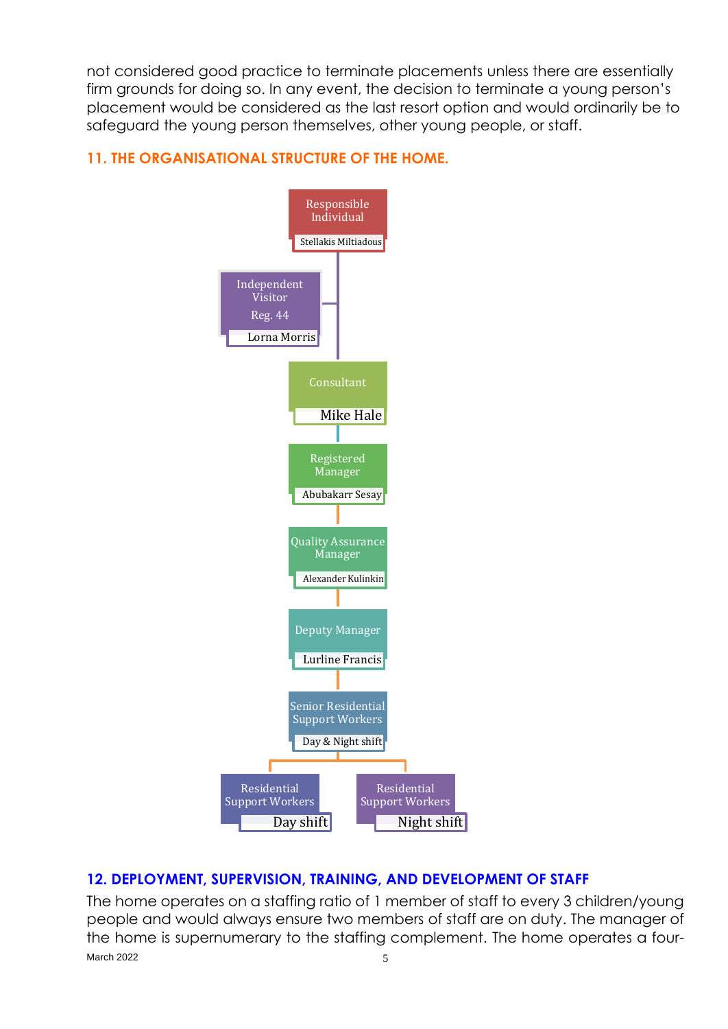not considered good practice to terminate placements unless there are essentially firm grounds for doing so. In any event, the decision to terminate a young person's placement would be considered as the last resort option and would ordinarily be to safeguard the young person themselves, other young people, or staff.

## 11. THE ORGANISATIONAL STRUCTURE OF THE HOME.

- Responsible Individual — Stellakis Miltiadous
  - Independent Visitor Reg. 44 — Lorna Morris
- Consultant — Mike Hale
- Registered Manager — Abubakarr Sesay
- Quality Assurance Manager — Alexander Kulinkin
- Deputy Manager — Lurline Francis
- Senior Residential Support Workers — Day & Night shift
  - Residential Support Workers — Day shift
  - Residential Support Workers — Night shift

## 12. DEPLOYMENT, SUPERVISION, TRAINING, AND DEVELOPMENT OF STAFF

The home operates on a staffing ratio of 1 member of staff to every 3 children/young people and would always ensure two members of staff are on duty. The manager of the home is supernumerary to the staffing complement. The home operates a four-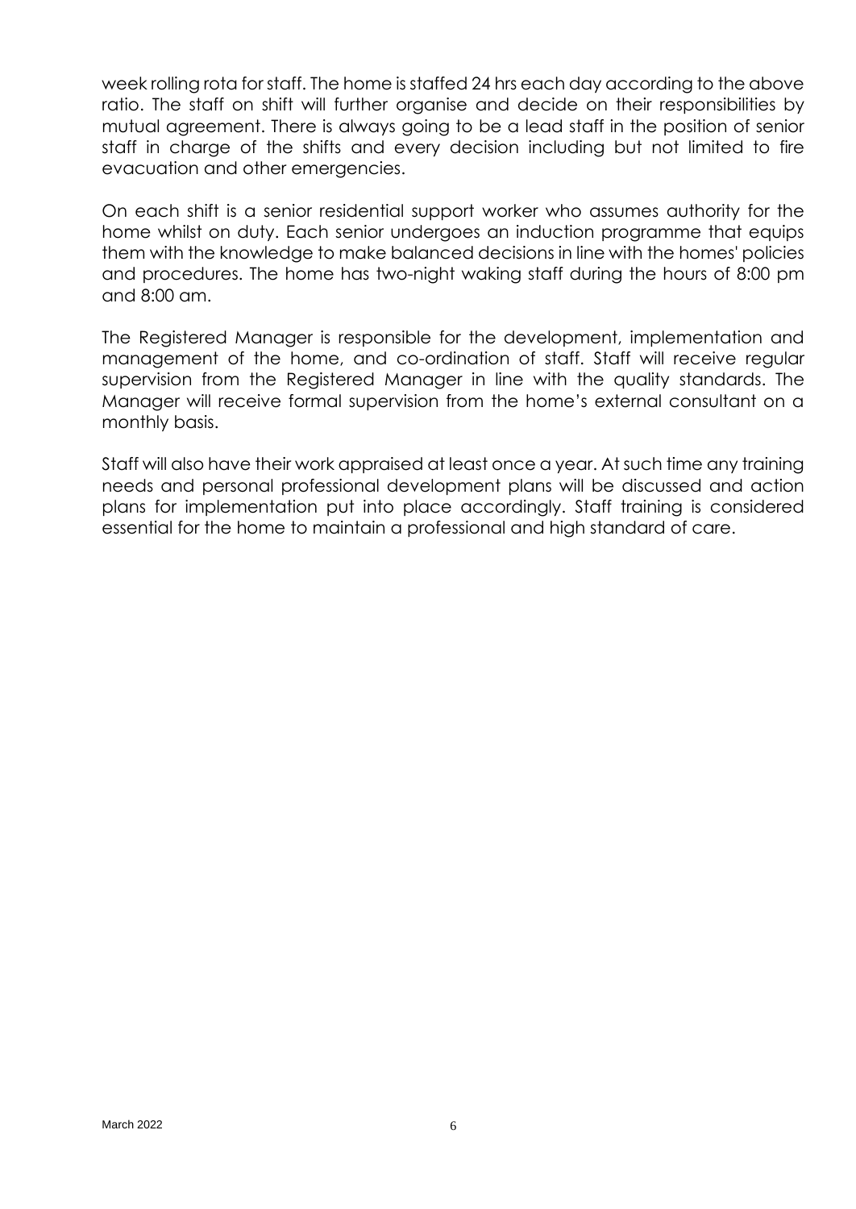week rolling rota for staff. The home is staffed 24 hrs each day according to the above ratio. The staff on shift will further organise and decide on their responsibilities by mutual agreement. There is always going to be a lead staff in the position of senior staff in charge of the shifts and every decision including but not limited to fire evacuation and other emergencies.

On each shift is a senior residential support worker who assumes authority for the home whilst on duty. Each senior undergoes an induction programme that equips them with the knowledge to make balanced decisions in line with the homes' policies and procedures. The home has two-night waking staff during the hours of 8:00 pm and 8:00 am.

The Registered Manager is responsible for the development, implementation and management of the home, and co-ordination of staff. Staff will receive regular supervision from the Registered Manager in line with the quality standards. The Manager will receive formal supervision from the home's external consultant on a monthly basis.

Staff will also have their work appraised at least once a year. At such time any training needs and personal professional development plans will be discussed and action plans for implementation put into place accordingly. Staff training is considered essential for the home to maintain a professional and high standard of care.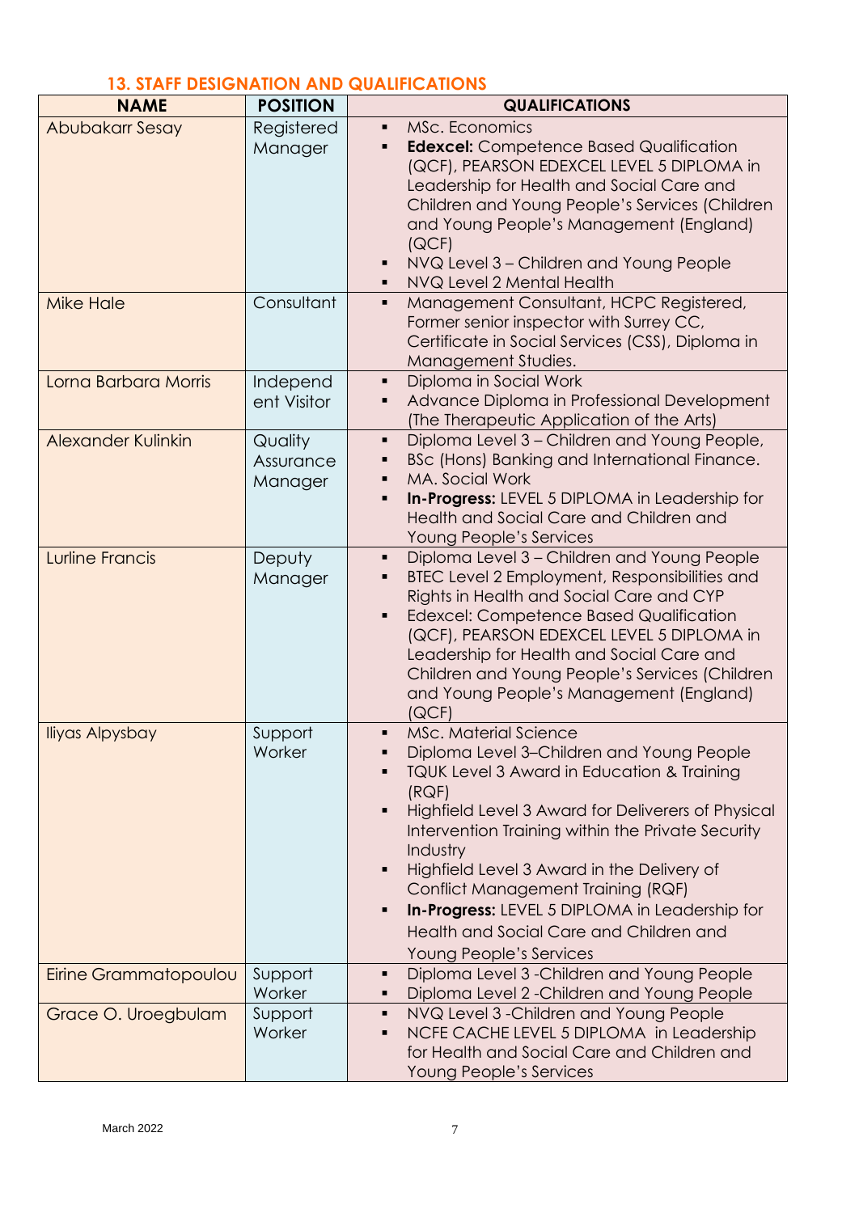## 13. STAFF DESIGNATION AND QUALIFICATIONS

| NAME | POSITION | QUALIFICATIONS |
|---|---|---|
| Abubakarr Sesay | Registered Manager | ▪ MSc. Economics<br>▪ **Edexcel:** Competence Based Qualification (QCF), PEARSON EDEXCEL LEVEL 5 DIPLOMA in Leadership for Health and Social Care and Children and Young People's Services (Children and Young People's Management (England) (QCF)<br>▪ NVQ Level 3 – Children and Young People<br>▪ NVQ Level 2 Mental Health |
| Mike Hale | Consultant | ▪ Management Consultant, HCPC Registered, Former senior inspector with Surrey CC, Certificate in Social Services (CSS), Diploma in Management Studies. |
| Lorna Barbara Morris | Independent Visitor | ▪ Diploma in Social Work<br>▪ Advance Diploma in Professional Development (The Therapeutic Application of the Arts) |
| Alexander Kulinkin | Quality Assurance Manager | ▪ Diploma Level 3 – Children and Young People,<br>▪ BSc (Hons) Banking and International Finance.<br>▪ MA. Social Work<br>▪ **In-Progress:** LEVEL 5 DIPLOMA in Leadership for Health and Social Care and Children and Young People's Services |
| Lurline Francis | Deputy Manager | ▪ Diploma Level 3 – Children and Young People<br>▪ BTEC Level 2 Employment, Responsibilities and Rights in Health and Social Care and CYP<br>▪ Edexcel: Competence Based Qualification (QCF), PEARSON EDEXCEL LEVEL 5 DIPLOMA in Leadership for Health and Social Care and Children and Young People's Services (Children and Young People's Management (England) (QCF) |
| Iliyas Alpysbay | Support Worker | ▪ MSc. Material Science<br>▪ Diploma Level 3–Children and Young People<br>▪ TQUK Level 3 Award in Education & Training (RQF)<br>▪ Highfield Level 3 Award for Deliverers of Physical Intervention Training within the Private Security Industry<br>▪ Highfield Level 3 Award in the Delivery of Conflict Management Training (RQF)<br>▪ **In-Progress:** LEVEL 5 DIPLOMA in Leadership for Health and Social Care and Children and Young People's Services |
| Eirine Grammatopoulou | Support Worker | ▪ Diploma Level 3 -Children and Young People<br>▪ Diploma Level 2 -Children and Young People |
| Grace O. Uroegbulam | Support Worker | ▪ NVQ Level 3 -Children and Young People<br>▪ NCFE CACHE LEVEL 5 DIPLOMA in Leadership for Health and Social Care and Children and Young People's Services |

March 2022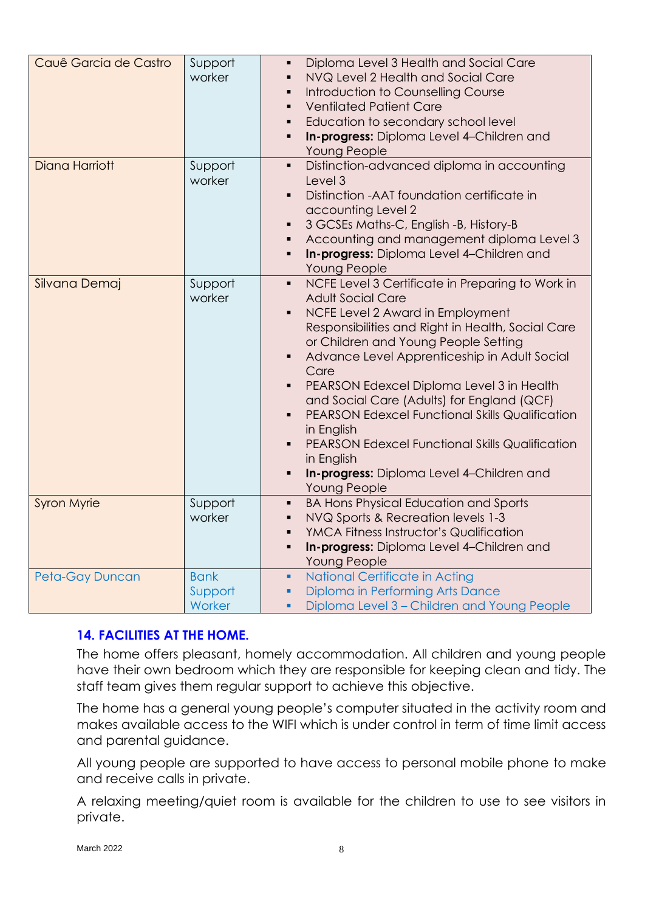| | | |
|---|---|---|
| Cauê Garcia de Castro | Support worker | ▪ Diploma Level 3 Health and Social Care<br>▪ NVQ Level 2 Health and Social Care<br>▪ Introduction to Counselling Course<br>▪ Ventilated Patient Care<br>▪ Education to secondary school level<br>▪ **In-progress:** Diploma Level 4–Children and Young People |
| Diana Harriott | Support worker | ▪ Distinction-advanced diploma in accounting Level 3<br>▪ Distinction -AAT foundation certificate in accounting Level 2<br>▪ 3 GCSEs Maths-C, English -B, History-B<br>▪ Accounting and management diploma Level 3<br>▪ **In-progress:** Diploma Level 4–Children and Young People |
| Silvana Demaj | Support worker | ▪ NCFE Level 3 Certificate in Preparing to Work in Adult Social Care<br>▪ NCFE Level 2 Award in Employment Responsibilities and Right in Health, Social Care or Children and Young People Setting<br>▪ Advance Level Apprenticeship in Adult Social Care<br>▪ PEARSON Edexcel Diploma Level 3 in Health and Social Care (Adults) for England (QCF)<br>▪ PEARSON Edexcel Functional Skills Qualification in English<br>▪ PEARSON Edexcel Functional Skills Qualification in English<br>▪ **In-progress:** Diploma Level 4–Children and Young People |
| Syron Myrie | Support worker | ▪ BA Hons Physical Education and Sports<br>▪ NVQ Sports & Recreation levels 1-3<br>▪ YMCA Fitness Instructor's Qualification<br>▪ **In-progress:** Diploma Level 4–Children and Young People |
| Peta-Gay Duncan | Bank Support Worker | ▪ National Certificate in Acting<br>▪ Diploma in Performing Arts Dance<br>▪ Diploma Level 3 – Children and Young People |

## 14. FACILITIES AT THE HOME.

The home offers pleasant, homely accommodation. All children and young people have their own bedroom which they are responsible for keeping clean and tidy. The staff team gives them regular support to achieve this objective.

The home has a general young people's computer situated in the activity room and makes available access to the WIFI which is under control in term of time limit access and parental guidance.

All young people are supported to have access to personal mobile phone to make and receive calls in private.

A relaxing meeting/quiet room is available for the children to use to see visitors in private.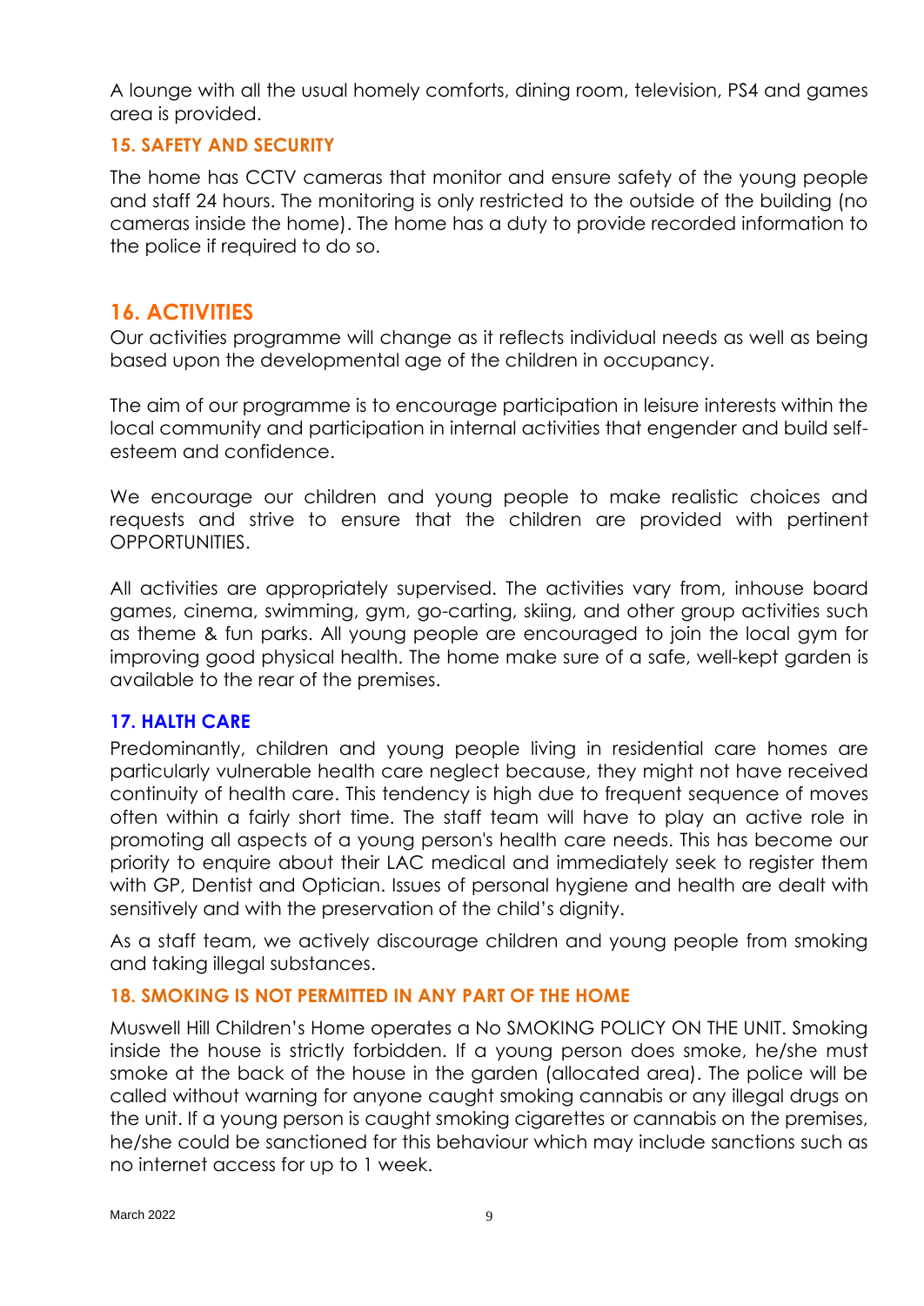A lounge with all the usual homely comforts, dining room, television, PS4 and games area is provided.

### 15. SAFETY AND SECURITY

The home has CCTV cameras that monitor and ensure safety of the young people and staff 24 hours. The monitoring is only restricted to the outside of the building (no cameras inside the home). The home has a duty to provide recorded information to the police if required to do so.

## 16. ACTIVITIES

Our activities programme will change as it reflects individual needs as well as being based upon the developmental age of the children in occupancy.

The aim of our programme is to encourage participation in leisure interests within the local community and participation in internal activities that engender and build self-esteem and confidence.

We encourage our children and young people to make realistic choices and requests and strive to ensure that the children are provided with pertinent OPPORTUNITIES.

All activities are appropriately supervised. The activities vary from, inhouse board games, cinema, swimming, gym, go-carting, skiing, and other group activities such as theme & fun parks. All young people are encouraged to join the local gym for improving good physical health. The home make sure of a safe, well-kept garden is available to the rear of the premises.

### 17. HALTH CARE

Predominantly, children and young people living in residential care homes are particularly vulnerable health care neglect because, they might not have received continuity of health care. This tendency is high due to frequent sequence of moves often within a fairly short time. The staff team will have to play an active role in promoting all aspects of a young person's health care needs. This has become our priority to enquire about their LAC medical and immediately seek to register them with GP, Dentist and Optician. Issues of personal hygiene and health are dealt with sensitively and with the preservation of the child's dignity.

As a staff team, we actively discourage children and young people from smoking and taking illegal substances.

### 18. SMOKING IS NOT PERMITTED IN ANY PART OF THE HOME

Muswell Hill Children's Home operates a No SMOKING POLICY ON THE UNIT. Smoking inside the house is strictly forbidden. If a young person does smoke, he/she must smoke at the back of the house in the garden (allocated area). The police will be called without warning for anyone caught smoking cannabis or any illegal drugs on the unit. If a young person is caught smoking cigarettes or cannabis on the premises, he/she could be sanctioned for this behaviour which may include sanctions such as no internet access for up to 1 week.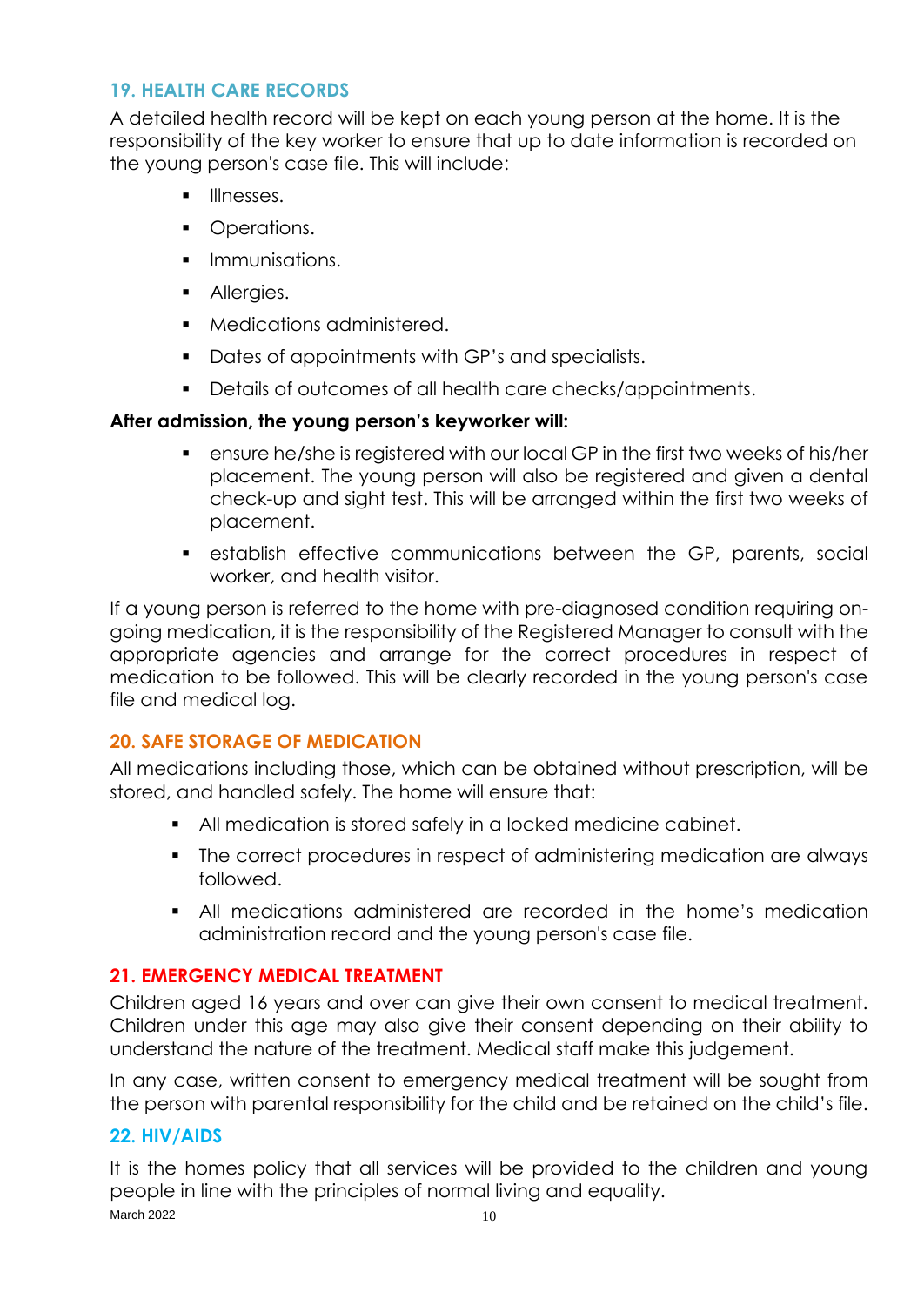## 19. HEALTH CARE RECORDS

A detailed health record will be kept on each young person at the home. It is the responsibility of the key worker to ensure that up to date information is recorded on the young person's case file. This will include:

- Illnesses.
- Operations.
- Immunisations.
- Allergies.
- Medications administered.
- Dates of appointments with GP's and specialists.
- Details of outcomes of all health care checks/appointments.

**After admission, the young person's keyworker will:**

- ensure he/she is registered with our local GP in the first two weeks of his/her placement. The young person will also be registered and given a dental check-up and sight test. This will be arranged within the first two weeks of placement.
- establish effective communications between the GP, parents, social worker, and health visitor.

If a young person is referred to the home with pre-diagnosed condition requiring on-going medication, it is the responsibility of the Registered Manager to consult with the appropriate agencies and arrange for the correct procedures in respect of medication to be followed. This will be clearly recorded in the young person's case file and medical log.

## 20. SAFE STORAGE OF MEDICATION

All medications including those, which can be obtained without prescription, will be stored, and handled safely. The home will ensure that:

- All medication is stored safely in a locked medicine cabinet.
- The correct procedures in respect of administering medication are always followed.
- All medications administered are recorded in the home's medication administration record and the young person's case file.

## 21. EMERGENCY MEDICAL TREATMENT

Children aged 16 years and over can give their own consent to medical treatment. Children under this age may also give their consent depending on their ability to understand the nature of the treatment. Medical staff make this judgement.

In any case, written consent to emergency medical treatment will be sought from the person with parental responsibility for the child and be retained on the child's file.

## 22. HIV/AIDS

It is the homes policy that all services will be provided to the children and young people in line with the principles of normal living and equality.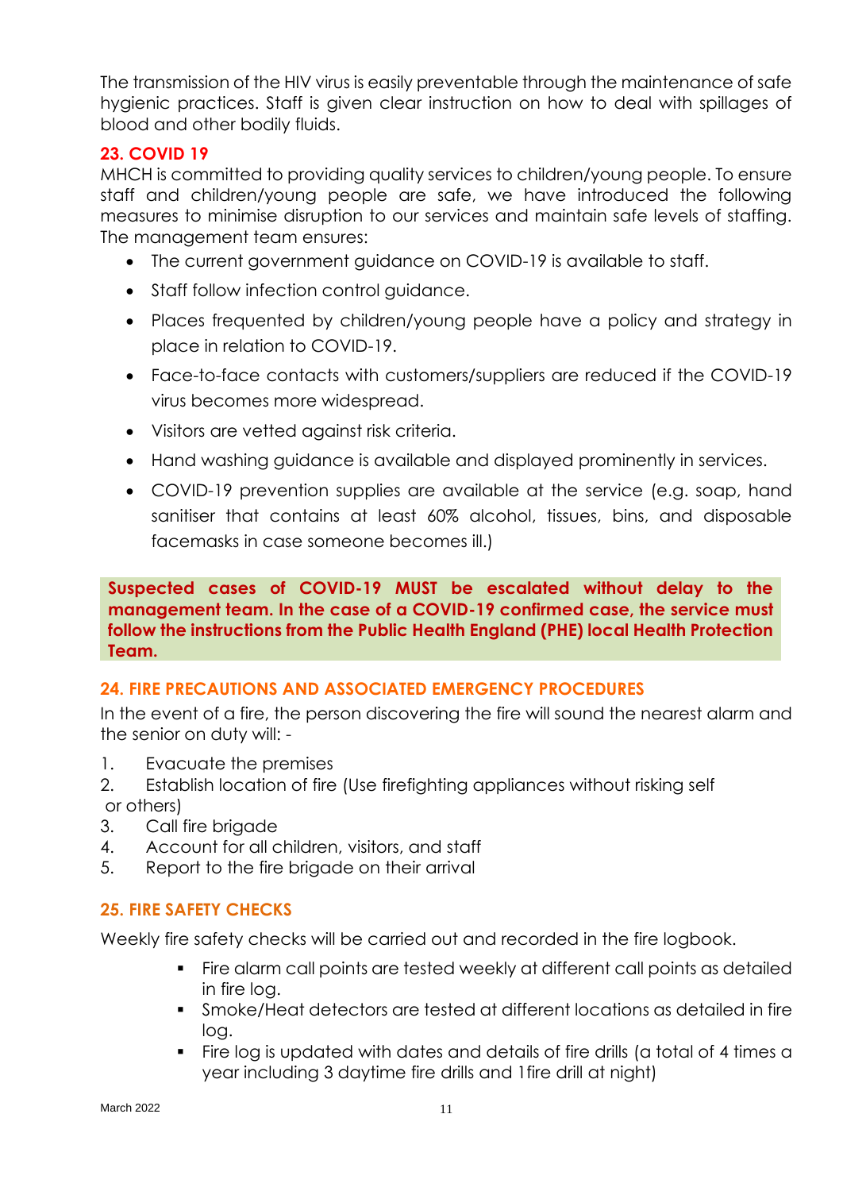The transmission of the HIV virus is easily preventable through the maintenance of safe hygienic practices. Staff is given clear instruction on how to deal with spillages of blood and other bodily fluids.

## 23. COVID 19

MHCH is committed to providing quality services to children/young people. To ensure staff and children/young people are safe, we have introduced the following measures to minimise disruption to our services and maintain safe levels of staffing. The management team ensures:

- The current government guidance on COVID-19 is available to staff.
- Staff follow infection control guidance.
- Places frequented by children/young people have a policy and strategy in place in relation to COVID-19.
- Face-to-face contacts with customers/suppliers are reduced if the COVID-19 virus becomes more widespread.
- Visitors are vetted against risk criteria.
- Hand washing guidance is available and displayed prominently in services.
- COVID-19 prevention supplies are available at the service (e.g. soap, hand sanitiser that contains at least 60% alcohol, tissues, bins, and disposable facemasks in case someone becomes ill.)

**Suspected cases of COVID-19 MUST be escalated without delay to the management team. In the case of a COVID-19 confirmed case, the service must follow the instructions from the Public Health England (PHE) local Health Protection Team.**

## 24. FIRE PRECAUTIONS AND ASSOCIATED EMERGENCY PROCEDURES

In the event of a fire, the person discovering the fire will sound the nearest alarm and the senior on duty will: -

1. Evacuate the premises
2. Establish location of fire (Use firefighting appliances without risking self or others)
3. Call fire brigade
4. Account for all children, visitors, and staff
5. Report to the fire brigade on their arrival

## 25. FIRE SAFETY CHECKS

Weekly fire safety checks will be carried out and recorded in the fire logbook.

- Fire alarm call points are tested weekly at different call points as detailed in fire log.
- Smoke/Heat detectors are tested at different locations as detailed in fire log.
- Fire log is updated with dates and details of fire drills (a total of 4 times a year including 3 daytime fire drills and 1fire drill at night)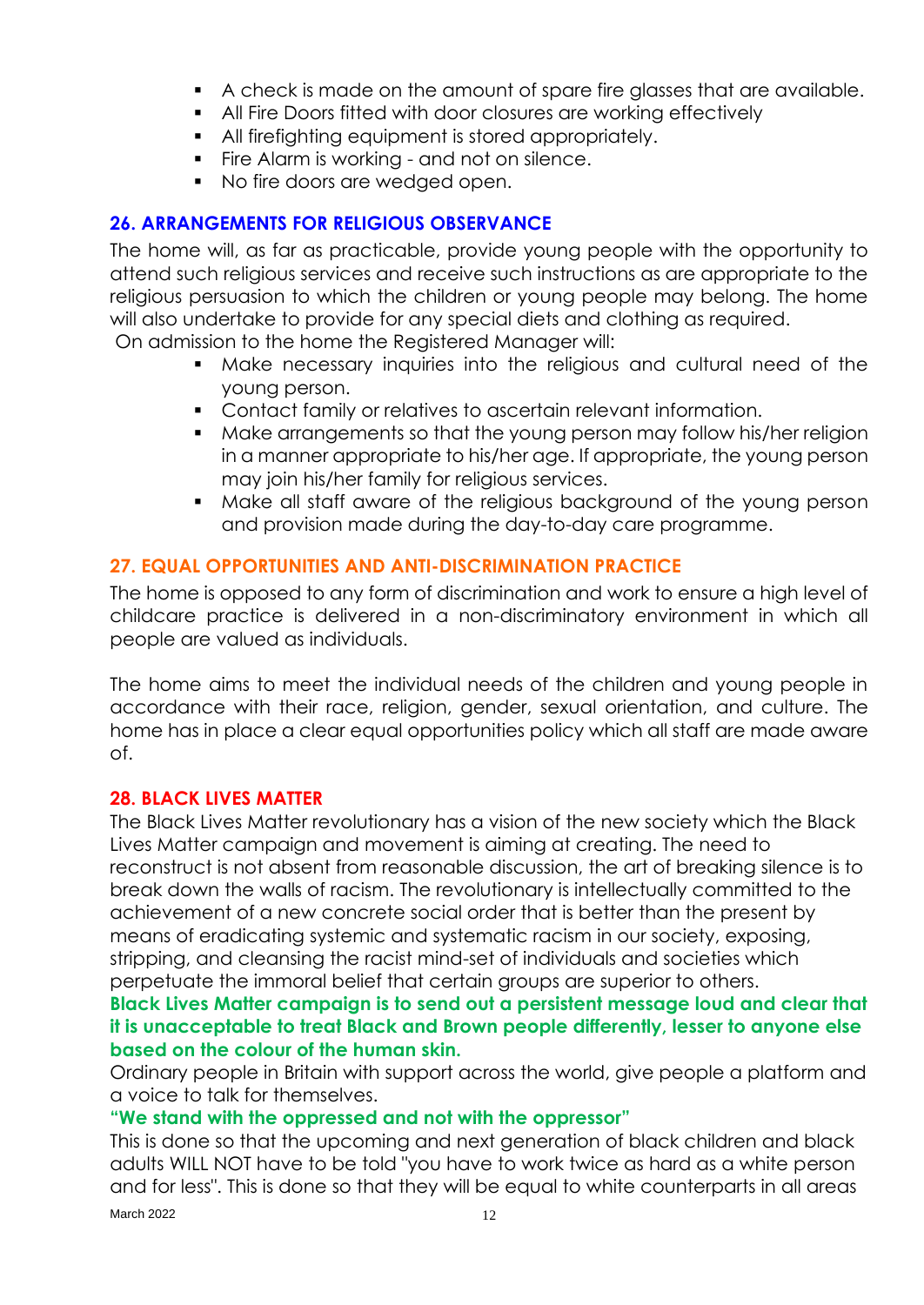- A check is made on the amount of spare fire glasses that are available.
- All Fire Doors fitted with door closures are working effectively
- All firefighting equipment is stored appropriately.
- Fire Alarm is working - and not on silence.
- No fire doors are wedged open.

## 26. ARRANGEMENTS FOR RELIGIOUS OBSERVANCE

The home will, as far as practicable, provide young people with the opportunity to attend such religious services and receive such instructions as are appropriate to the religious persuasion to which the children or young people may belong. The home will also undertake to provide for any special diets and clothing as required.

On admission to the home the Registered Manager will:

- Make necessary inquiries into the religious and cultural need of the young person.
- Contact family or relatives to ascertain relevant information.
- Make arrangements so that the young person may follow his/her religion in a manner appropriate to his/her age. If appropriate, the young person may join his/her family for religious services.
- Make all staff aware of the religious background of the young person and provision made during the day-to-day care programme.

## 27. EQUAL OPPORTUNITIES AND ANTI-DISCRIMINATION PRACTICE

The home is opposed to any form of discrimination and work to ensure a high level of childcare practice is delivered in a non-discriminatory environment in which all people are valued as individuals.

The home aims to meet the individual needs of the children and young people in accordance with their race, religion, gender, sexual orientation, and culture. The home has in place a clear equal opportunities policy which all staff are made aware of.

## 28. BLACK LIVES MATTER

The Black Lives Matter revolutionary has a vision of the new society which the Black Lives Matter campaign and movement is aiming at creating. The need to reconstruct is not absent from reasonable discussion, the art of breaking silence is to break down the walls of racism. The revolutionary is intellectually committed to the achievement of a new concrete social order that is better than the present by means of eradicating systemic and systematic racism in our society, exposing, stripping, and cleansing the racist mind-set of individuals and societies which perpetuate the immoral belief that certain groups are superior to others.

**Black Lives Matter campaign is to send out a persistent message loud and clear that it is unacceptable to treat Black and Brown people differently, lesser to anyone else based on the colour of the human skin.**

Ordinary people in Britain with support across the world, give people a platform and a voice to talk for themselves.

**"We stand with the oppressed and not with the oppressor"**

This is done so that the upcoming and next generation of black children and black adults WILL NOT have to be told "you have to work twice as hard as a white person and for less". This is done so that they will be equal to white counterparts in all areas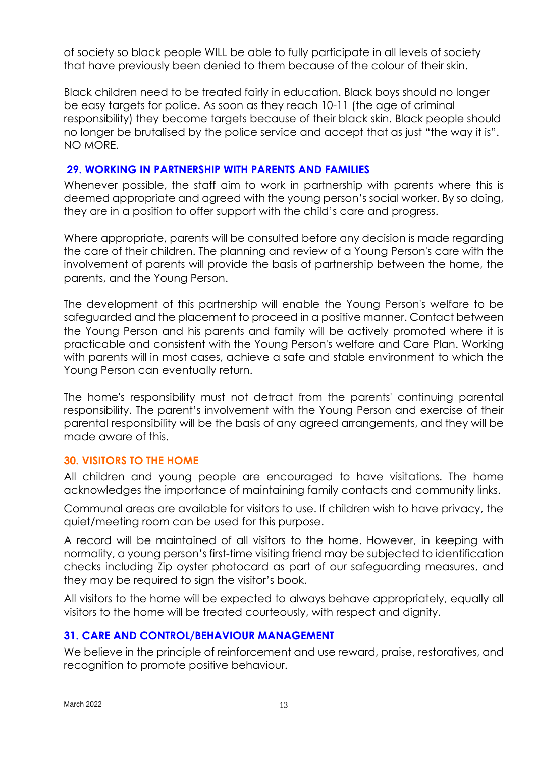of society so black people WILL be able to fully participate in all levels of society that have previously been denied to them because of the colour of their skin.

Black children need to be treated fairly in education. Black boys should no longer be easy targets for police. As soon as they reach 10-11 (the age of criminal responsibility) they become targets because of their black skin. Black people should no longer be brutalised by the police service and accept that as just "the way it is". NO MORE.

## 29. WORKING IN PARTNERSHIP WITH PARENTS AND FAMILIES

Whenever possible, the staff aim to work in partnership with parents where this is deemed appropriate and agreed with the young person's social worker. By so doing, they are in a position to offer support with the child's care and progress.

Where appropriate, parents will be consulted before any decision is made regarding the care of their children. The planning and review of a Young Person's care with the involvement of parents will provide the basis of partnership between the home, the parents, and the Young Person.

The development of this partnership will enable the Young Person's welfare to be safeguarded and the placement to proceed in a positive manner. Contact between the Young Person and his parents and family will be actively promoted where it is practicable and consistent with the Young Person's welfare and Care Plan. Working with parents will in most cases, achieve a safe and stable environment to which the Young Person can eventually return.

The home's responsibility must not detract from the parents' continuing parental responsibility. The parent's involvement with the Young Person and exercise of their parental responsibility will be the basis of any agreed arrangements, and they will be made aware of this.

## 30. VISITORS TO THE HOME

All children and young people are encouraged to have visitations. The home acknowledges the importance of maintaining family contacts and community links.

Communal areas are available for visitors to use. If children wish to have privacy, the quiet/meeting room can be used for this purpose.

A record will be maintained of all visitors to the home. However, in keeping with normality, a young person's first-time visiting friend may be subjected to identification checks including Zip oyster photocard as part of our safeguarding measures, and they may be required to sign the visitor's book.

All visitors to the home will be expected to always behave appropriately, equally all visitors to the home will be treated courteously, with respect and dignity.

## 31. CARE AND CONTROL/BEHAVIOUR MANAGEMENT

We believe in the principle of reinforcement and use reward, praise, restoratives, and recognition to promote positive behaviour.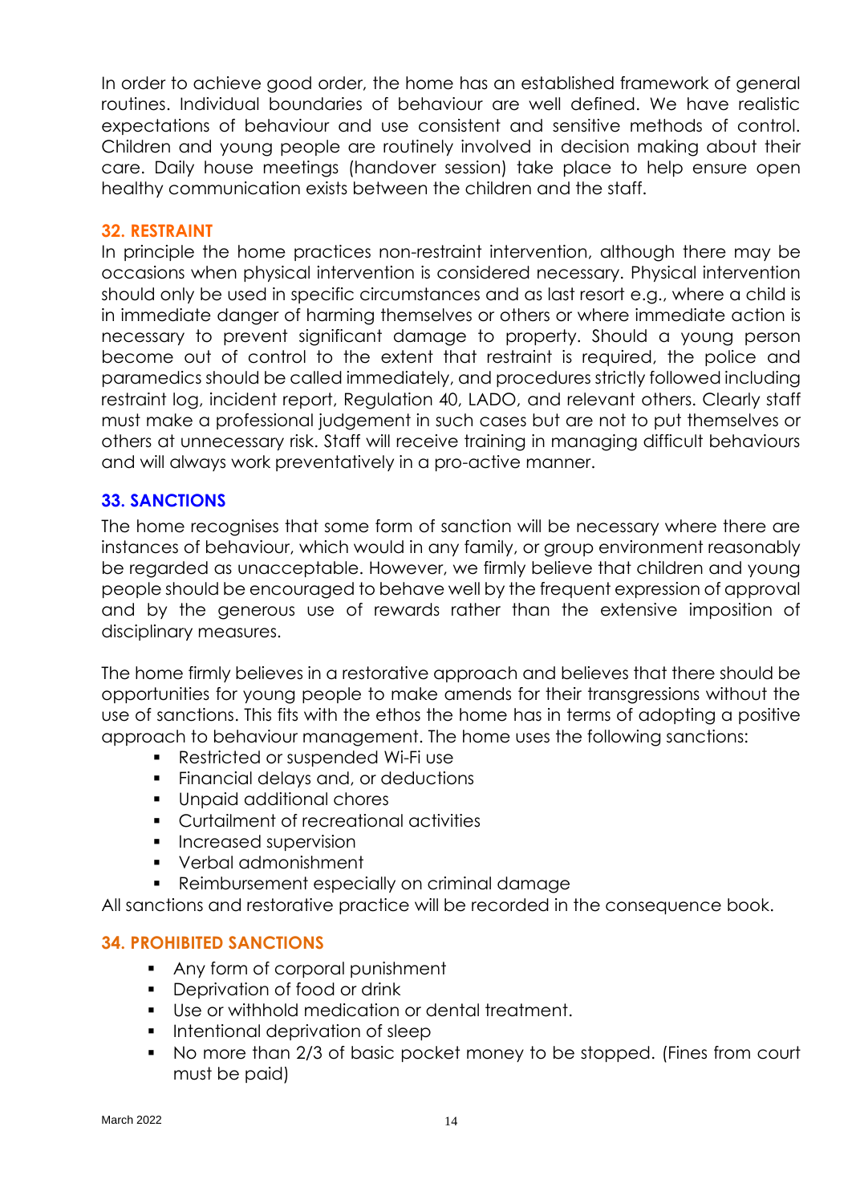In order to achieve good order, the home has an established framework of general routines. Individual boundaries of behaviour are well defined. We have realistic expectations of behaviour and use consistent and sensitive methods of control. Children and young people are routinely involved in decision making about their care. Daily house meetings (handover session) take place to help ensure open healthy communication exists between the children and the staff.

## 32. RESTRAINT

In principle the home practices non-restraint intervention, although there may be occasions when physical intervention is considered necessary. Physical intervention should only be used in specific circumstances and as last resort e.g., where a child is in immediate danger of harming themselves or others or where immediate action is necessary to prevent significant damage to property. Should a young person become out of control to the extent that restraint is required, the police and paramedics should be called immediately, and procedures strictly followed including restraint log, incident report, Regulation 40, LADO, and relevant others. Clearly staff must make a professional judgement in such cases but are not to put themselves or others at unnecessary risk. Staff will receive training in managing difficult behaviours and will always work preventatively in a pro-active manner.

## 33. SANCTIONS

The home recognises that some form of sanction will be necessary where there are instances of behaviour, which would in any family, or group environment reasonably be regarded as unacceptable. However, we firmly believe that children and young people should be encouraged to behave well by the frequent expression of approval and by the generous use of rewards rather than the extensive imposition of disciplinary measures.

The home firmly believes in a restorative approach and believes that there should be opportunities for young people to make amends for their transgressions without the use of sanctions. This fits with the ethos the home has in terms of adopting a positive approach to behaviour management. The home uses the following sanctions:

- Restricted or suspended Wi-Fi use
- Financial delays and, or deductions
- Unpaid additional chores
- Curtailment of recreational activities
- Increased supervision
- Verbal admonishment
- Reimbursement especially on criminal damage

All sanctions and restorative practice will be recorded in the consequence book.

## 34. PROHIBITED SANCTIONS

- Any form of corporal punishment
- Deprivation of food or drink
- Use or withhold medication or dental treatment.
- Intentional deprivation of sleep
- No more than 2/3 of basic pocket money to be stopped. (Fines from court must be paid)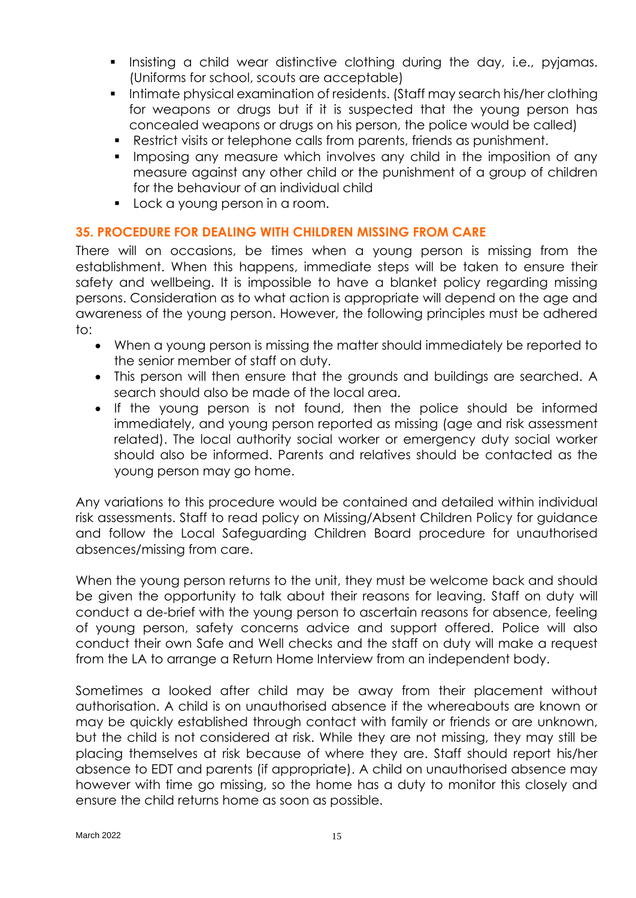- Insisting a child wear distinctive clothing during the day, i.e., pyjamas. (Uniforms for school, scouts are acceptable)
- Intimate physical examination of residents. (Staff may search his/her clothing for weapons or drugs but if it is suspected that the young person has concealed weapons or drugs on his person, the police would be called)
- Restrict visits or telephone calls from parents, friends as punishment.
- Imposing any measure which involves any child in the imposition of any measure against any other child or the punishment of a group of children for the behaviour of an individual child
- Lock a young person in a room.

## 35. PROCEDURE FOR DEALING WITH CHILDREN MISSING FROM CARE

There will on occasions, be times when a young person is missing from the establishment. When this happens, immediate steps will be taken to ensure their safety and wellbeing. It is impossible to have a blanket policy regarding missing persons. Consideration as to what action is appropriate will depend on the age and awareness of the young person. However, the following principles must be adhered to:

- When a young person is missing the matter should immediately be reported to the senior member of staff on duty.
- This person will then ensure that the grounds and buildings are searched. A search should also be made of the local area.
- If the young person is not found, then the police should be informed immediately, and young person reported as missing (age and risk assessment related). The local authority social worker or emergency duty social worker should also be informed. Parents and relatives should be contacted as the young person may go home.

Any variations to this procedure would be contained and detailed within individual risk assessments. Staff to read policy on Missing/Absent Children Policy for guidance and follow the Local Safeguarding Children Board procedure for unauthorised absences/missing from care.

When the young person returns to the unit, they must be welcome back and should be given the opportunity to talk about their reasons for leaving. Staff on duty will conduct a de-brief with the young person to ascertain reasons for absence, feeling of young person, safety concerns advice and support offered. Police will also conduct their own Safe and Well checks and the staff on duty will make a request from the LA to arrange a Return Home Interview from an independent body.

Sometimes a looked after child may be away from their placement without authorisation. A child is on unauthorised absence if the whereabouts are known or may be quickly established through contact with family or friends or are unknown, but the child is not considered at risk. While they are not missing, they may still be placing themselves at risk because of where they are. Staff should report his/her absence to EDT and parents (if appropriate). A child on unauthorised absence may however with time go missing, so the home has a duty to monitor this closely and ensure the child returns home as soon as possible.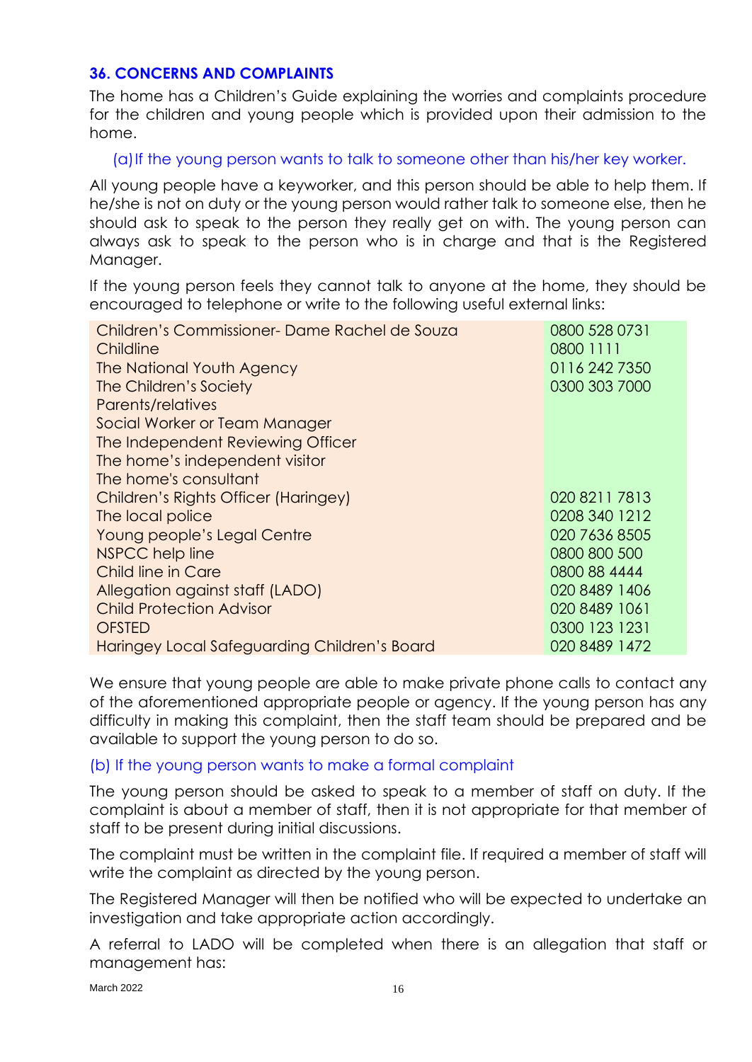### 36. CONCERNS AND COMPLAINTS

The home has a Children's Guide explaining the worries and complaints procedure for the children and young people which is provided upon their admission to the home.

(a) If the young person wants to talk to someone other than his/her key worker.

All young people have a keyworker, and this person should be able to help them. If he/she is not on duty or the young person would rather talk to someone else, then he should ask to speak to the person they really get on with. The young person can always ask to speak to the person who is in charge and that is the Registered Manager.

If the young person feels they cannot talk to anyone at the home, they should be encouraged to telephone or write to the following useful external links:

| | |
|---|---|
| Children's Commissioner- Dame Rachel de Souza | 0800 528 0731 |
| Childline | 0800 1111 |
| The National Youth Agency | 0116 242 7350 |
| The Children's Society | 0300 303 7000 |
| Parents/relatives | |
| Social Worker or Team Manager | |
| The Independent Reviewing Officer | |
| The home's independent visitor | |
| The home's consultant | |
| Children's Rights Officer (Haringey) | 020 8211 7813 |
| The local police | 0208 340 1212 |
| Young people's Legal Centre | 020 7636 8505 |
| NSPCC help line | 0800 800 500 |
| Child line in Care | 0800 88 4444 |
| Allegation against staff (LADO) | 020 8489 1406 |
| Child Protection Advisor | 020 8489 1061 |
| OFSTED | 0300 123 1231 |
| Haringey Local Safeguarding Children's Board | 020 8489 1472 |

We ensure that young people are able to make private phone calls to contact any of the aforementioned appropriate people or agency. If the young person has any difficulty in making this complaint, then the staff team should be prepared and be available to support the young person to do so.

(b) If the young person wants to make a formal complaint

The young person should be asked to speak to a member of staff on duty. If the complaint is about a member of staff, then it is not appropriate for that member of staff to be present during initial discussions.

The complaint must be written in the complaint file. If required a member of staff will write the complaint as directed by the young person.

The Registered Manager will then be notified who will be expected to undertake an investigation and take appropriate action accordingly.

A referral to LADO will be completed when there is an allegation that staff or management has: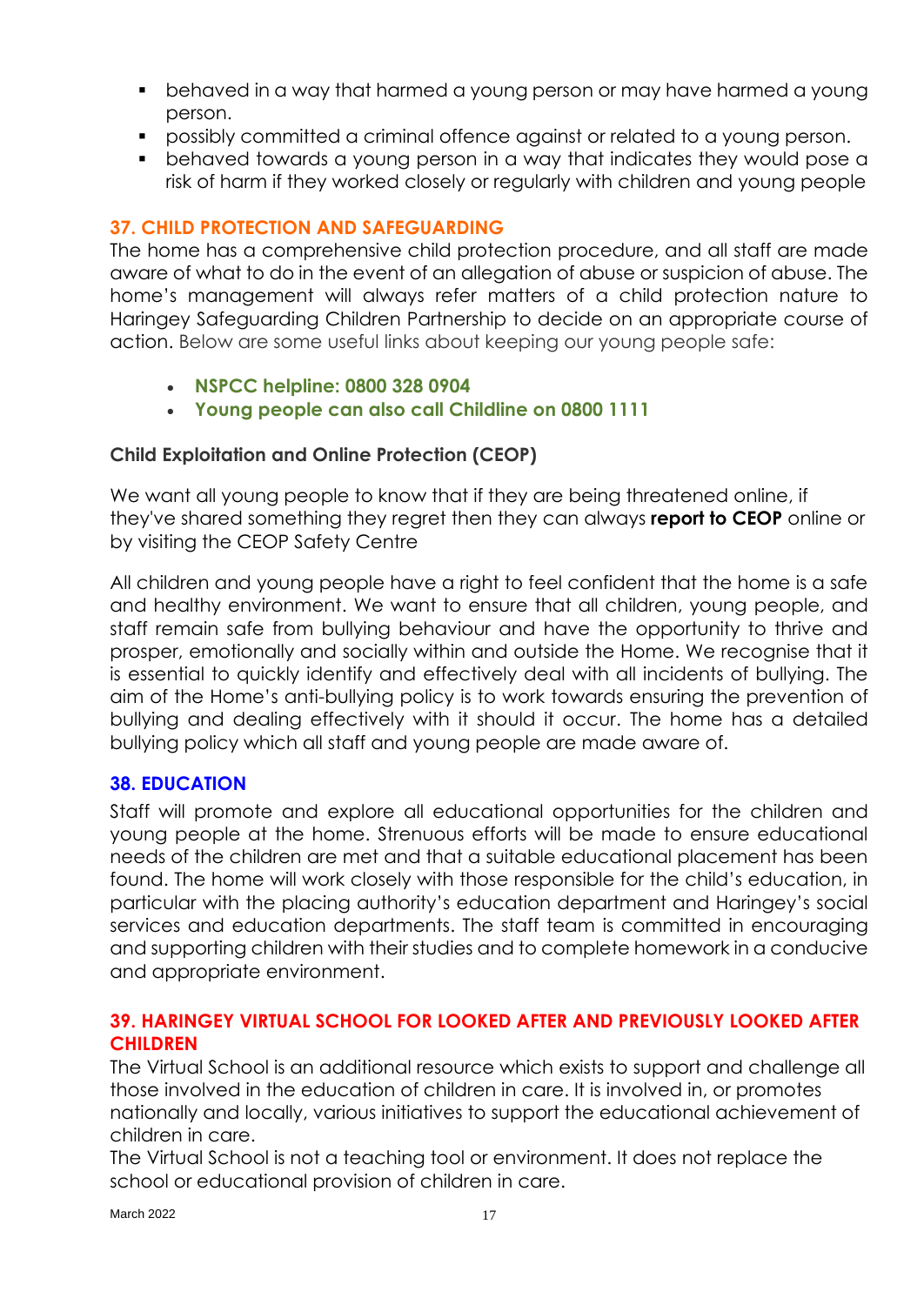- behaved in a way that harmed a young person or may have harmed a young person.
- possibly committed a criminal offence against or related to a young person.
- behaved towards a young person in a way that indicates they would pose a risk of harm if they worked closely or regularly with children and young people

## 37. CHILD PROTECTION AND SAFEGUARDING

The home has a comprehensive child protection procedure, and all staff are made aware of what to do in the event of an allegation of abuse or suspicion of abuse. The home's management will always refer matters of a child protection nature to Haringey Safeguarding Children Partnership to decide on an appropriate course of action. Below are some useful links about keeping our young people safe:

- **NSPCC helpline: 0800 328 0904**
- **Young people can also call Childline on 0800 1111**

### Child Exploitation and Online Protection (CEOP)

We want all young people to know that if they are being threatened online, if they've shared something they regret then they can always **report to CEOP** online or by visiting the CEOP Safety Centre

All children and young people have a right to feel confident that the home is a safe and healthy environment. We want to ensure that all children, young people, and staff remain safe from bullying behaviour and have the opportunity to thrive and prosper, emotionally and socially within and outside the Home. We recognise that it is essential to quickly identify and effectively deal with all incidents of bullying. The aim of the Home's anti-bullying policy is to work towards ensuring the prevention of bullying and dealing effectively with it should it occur. The home has a detailed bullying policy which all staff and young people are made aware of.

## 38. EDUCATION

Staff will promote and explore all educational opportunities for the children and young people at the home. Strenuous efforts will be made to ensure educational needs of the children are met and that a suitable educational placement has been found. The home will work closely with those responsible for the child's education, in particular with the placing authority's education department and Haringey's social services and education departments. The staff team is committed in encouraging and supporting children with their studies and to complete homework in a conducive and appropriate environment.

## 39. HARINGEY VIRTUAL SCHOOL FOR LOOKED AFTER AND PREVIOUSLY LOOKED AFTER CHILDREN

The Virtual School is an additional resource which exists to support and challenge all those involved in the education of children in care. It is involved in, or promotes nationally and locally, various initiatives to support the educational achievement of children in care.

The Virtual School is not a teaching tool or environment. It does not replace the school or educational provision of children in care.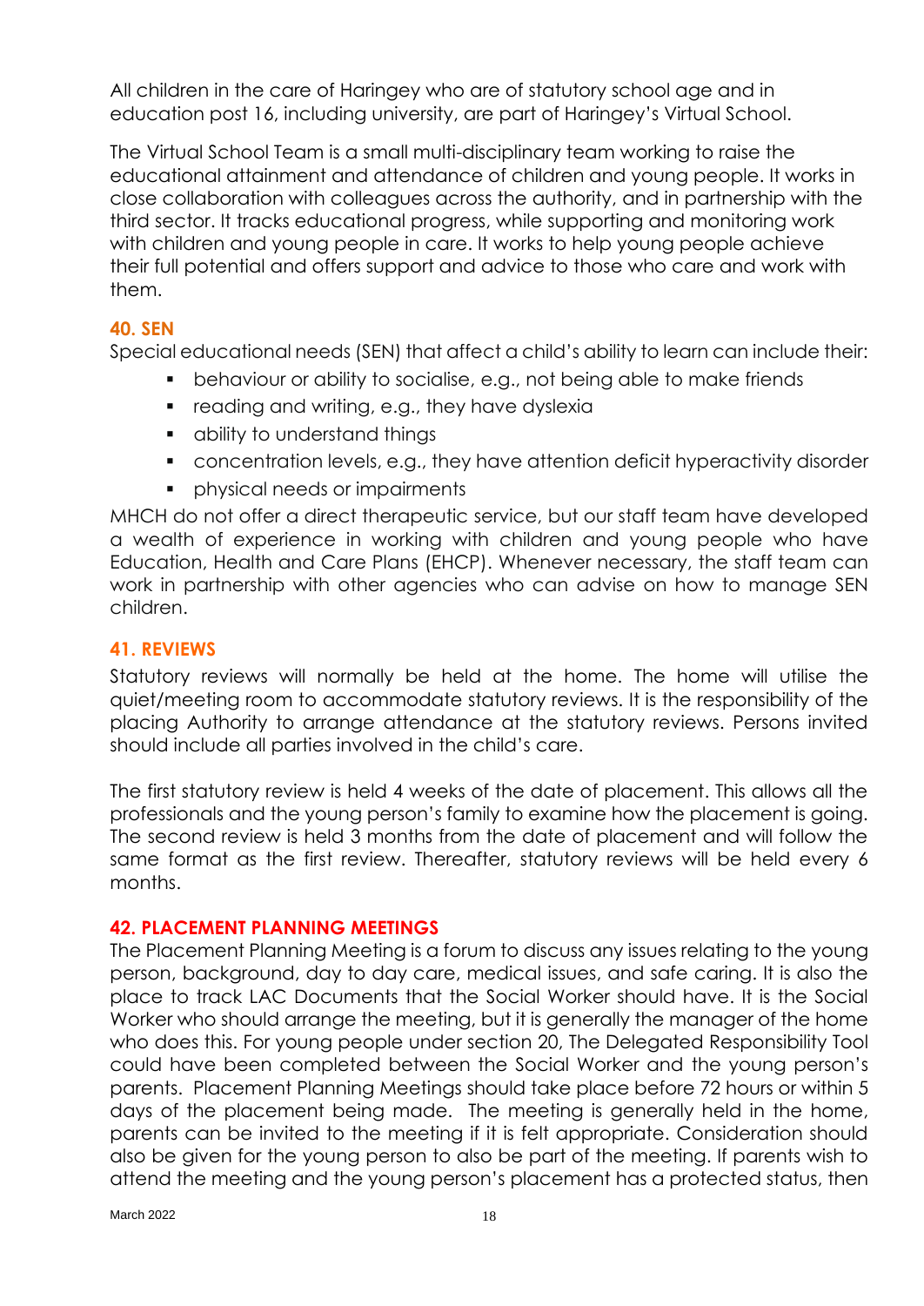All children in the care of Haringey who are of statutory school age and in education post 16, including university, are part of Haringey's Virtual School.

The Virtual School Team is a small multi-disciplinary team working to raise the educational attainment and attendance of children and young people. It works in close collaboration with colleagues across the authority, and in partnership with the third sector. It tracks educational progress, while supporting and monitoring work with children and young people in care. It works to help young people achieve their full potential and offers support and advice to those who care and work with them.

## 40. SEN

Special educational needs (SEN) that affect a child's ability to learn can include their:

- behaviour or ability to socialise, e.g., not being able to make friends
- reading and writing, e.g., they have dyslexia
- ability to understand things
- concentration levels, e.g., they have attention deficit hyperactivity disorder
- physical needs or impairments

MHCH do not offer a direct therapeutic service, but our staff team have developed a wealth of experience in working with children and young people who have Education, Health and Care Plans (EHCP). Whenever necessary, the staff team can work in partnership with other agencies who can advise on how to manage SEN children.

## 41. REVIEWS

Statutory reviews will normally be held at the home. The home will utilise the quiet/meeting room to accommodate statutory reviews. It is the responsibility of the placing Authority to arrange attendance at the statutory reviews. Persons invited should include all parties involved in the child's care.

The first statutory review is held 4 weeks of the date of placement. This allows all the professionals and the young person's family to examine how the placement is going. The second review is held 3 months from the date of placement and will follow the same format as the first review. Thereafter, statutory reviews will be held every 6 months.

## 42. PLACEMENT PLANNING MEETINGS

The Placement Planning Meeting is a forum to discuss any issues relating to the young person, background, day to day care, medical issues, and safe caring. It is also the place to track LAC Documents that the Social Worker should have. It is the Social Worker who should arrange the meeting, but it is generally the manager of the home who does this. For young people under section 20, The Delegated Responsibility Tool could have been completed between the Social Worker and the young person's parents. Placement Planning Meetings should take place before 72 hours or within 5 days of the placement being made. The meeting is generally held in the home, parents can be invited to the meeting if it is felt appropriate. Consideration should also be given for the young person to also be part of the meeting. If parents wish to attend the meeting and the young person's placement has a protected status, then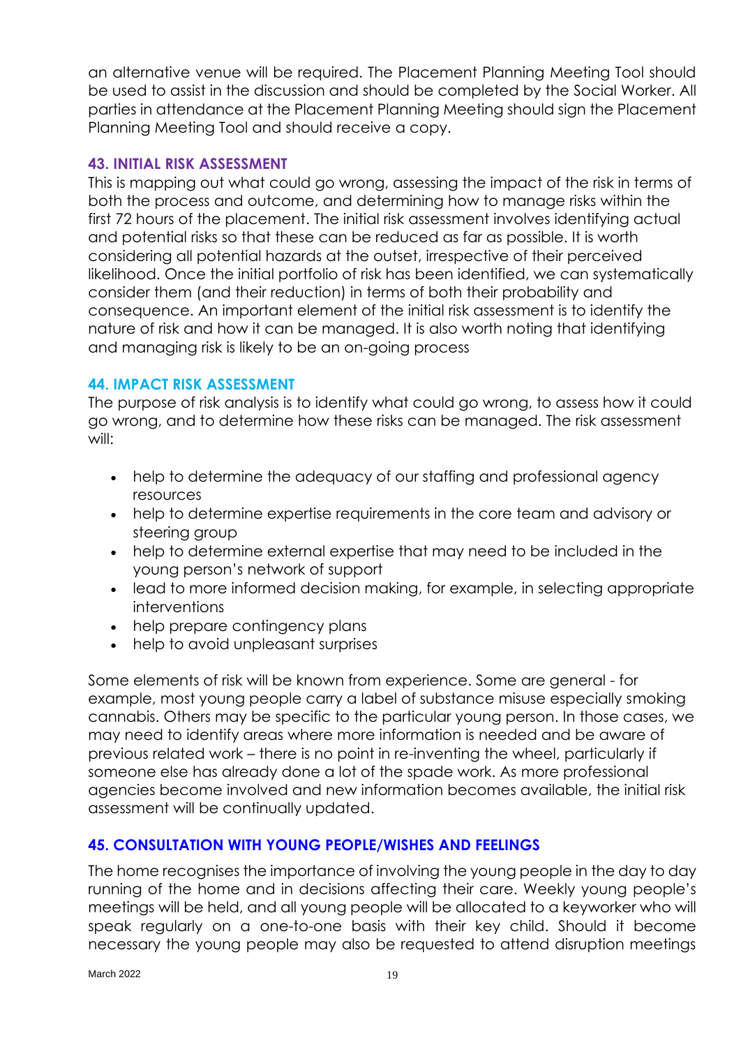an alternative venue will be required. The Placement Planning Meeting Tool should be used to assist in the discussion and should be completed by the Social Worker. All parties in attendance at the Placement Planning Meeting should sign the Placement Planning Meeting Tool and should receive a copy.

### 43. INITIAL RISK ASSESSMENT

This is mapping out what could go wrong, assessing the impact of the risk in terms of both the process and outcome, and determining how to manage risks within the first 72 hours of the placement. The initial risk assessment involves identifying actual and potential risks so that these can be reduced as far as possible. It is worth considering all potential hazards at the outset, irrespective of their perceived likelihood. Once the initial portfolio of risk has been identified, we can systematically consider them (and their reduction) in terms of both their probability and consequence. An important element of the initial risk assessment is to identify the nature of risk and how it can be managed. It is also worth noting that identifying and managing risk is likely to be an on-going process

### 44. IMPACT RISK ASSESSMENT

The purpose of risk analysis is to identify what could go wrong, to assess how it could go wrong, and to determine how these risks can be managed. The risk assessment will:

- help to determine the adequacy of our staffing and professional agency resources
- help to determine expertise requirements in the core team and advisory or steering group
- help to determine external expertise that may need to be included in the young person's network of support
- lead to more informed decision making, for example, in selecting appropriate interventions
- help prepare contingency plans
- help to avoid unpleasant surprises

Some elements of risk will be known from experience. Some are general - for example, most young people carry a label of substance misuse especially smoking cannabis. Others may be specific to the particular young person. In those cases, we may need to identify areas where more information is needed and be aware of previous related work – there is no point in re-inventing the wheel, particularly if someone else has already done a lot of the spade work. As more professional agencies become involved and new information becomes available, the initial risk assessment will be continually updated.

### 45. CONSULTATION WITH YOUNG PEOPLE/WISHES AND FEELINGS

The home recognises the importance of involving the young people in the day to day running of the home and in decisions affecting their care. Weekly young people's meetings will be held, and all young people will be allocated to a keyworker who will speak regularly on a one-to-one basis with their key child. Should it become necessary the young people may also be requested to attend disruption meetings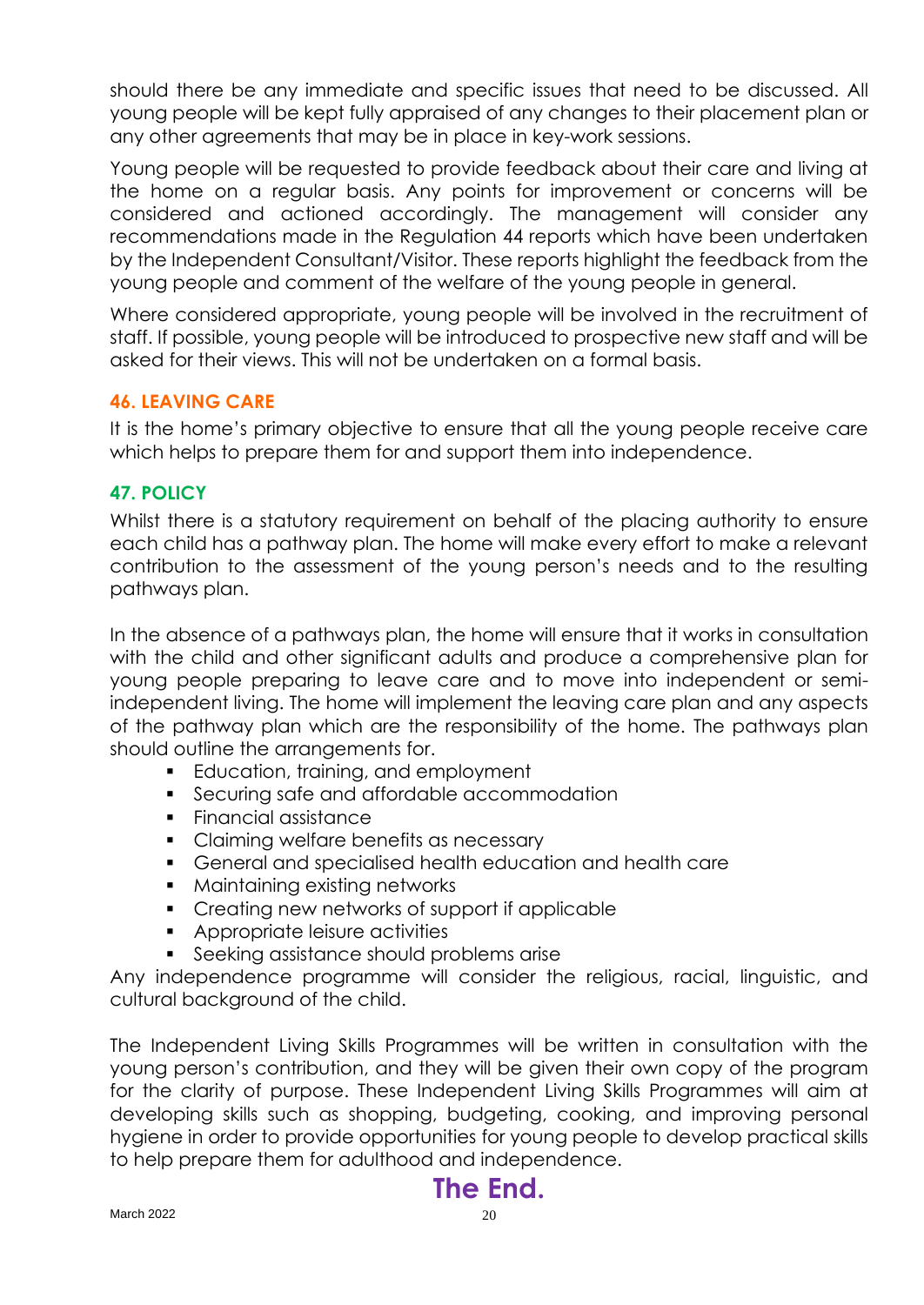should there be any immediate and specific issues that need to be discussed. All young people will be kept fully appraised of any changes to their placement plan or any other agreements that may be in place in key-work sessions.

Young people will be requested to provide feedback about their care and living at the home on a regular basis. Any points for improvement or concerns will be considered and actioned accordingly. The management will consider any recommendations made in the Regulation 44 reports which have been undertaken by the Independent Consultant/Visitor. These reports highlight the feedback from the young people and comment of the welfare of the young people in general.

Where considered appropriate, young people will be involved in the recruitment of staff. If possible, young people will be introduced to prospective new staff and will be asked for their views. This will not be undertaken on a formal basis.

## 46. LEAVING CARE

It is the home's primary objective to ensure that all the young people receive care which helps to prepare them for and support them into independence.

## 47. POLICY

Whilst there is a statutory requirement on behalf of the placing authority to ensure each child has a pathway plan. The home will make every effort to make a relevant contribution to the assessment of the young person's needs and to the resulting pathways plan.

In the absence of a pathways plan, the home will ensure that it works in consultation with the child and other significant adults and produce a comprehensive plan for young people preparing to leave care and to move into independent or semi-independent living. The home will implement the leaving care plan and any aspects of the pathway plan which are the responsibility of the home. The pathways plan should outline the arrangements for.

- Education, training, and employment
- Securing safe and affordable accommodation
- Financial assistance
- Claiming welfare benefits as necessary
- General and specialised health education and health care
- Maintaining existing networks
- Creating new networks of support if applicable
- Appropriate leisure activities
- Seeking assistance should problems arise

Any independence programme will consider the religious, racial, linguistic, and cultural background of the child.

The Independent Living Skills Programmes will be written in consultation with the young person's contribution, and they will be given their own copy of the program for the clarity of purpose. These Independent Living Skills Programmes will aim at developing skills such as shopping, budgeting, cooking, and improving personal hygiene in order to provide opportunities for young people to develop practical skills to help prepare them for adulthood and independence.

**The End.**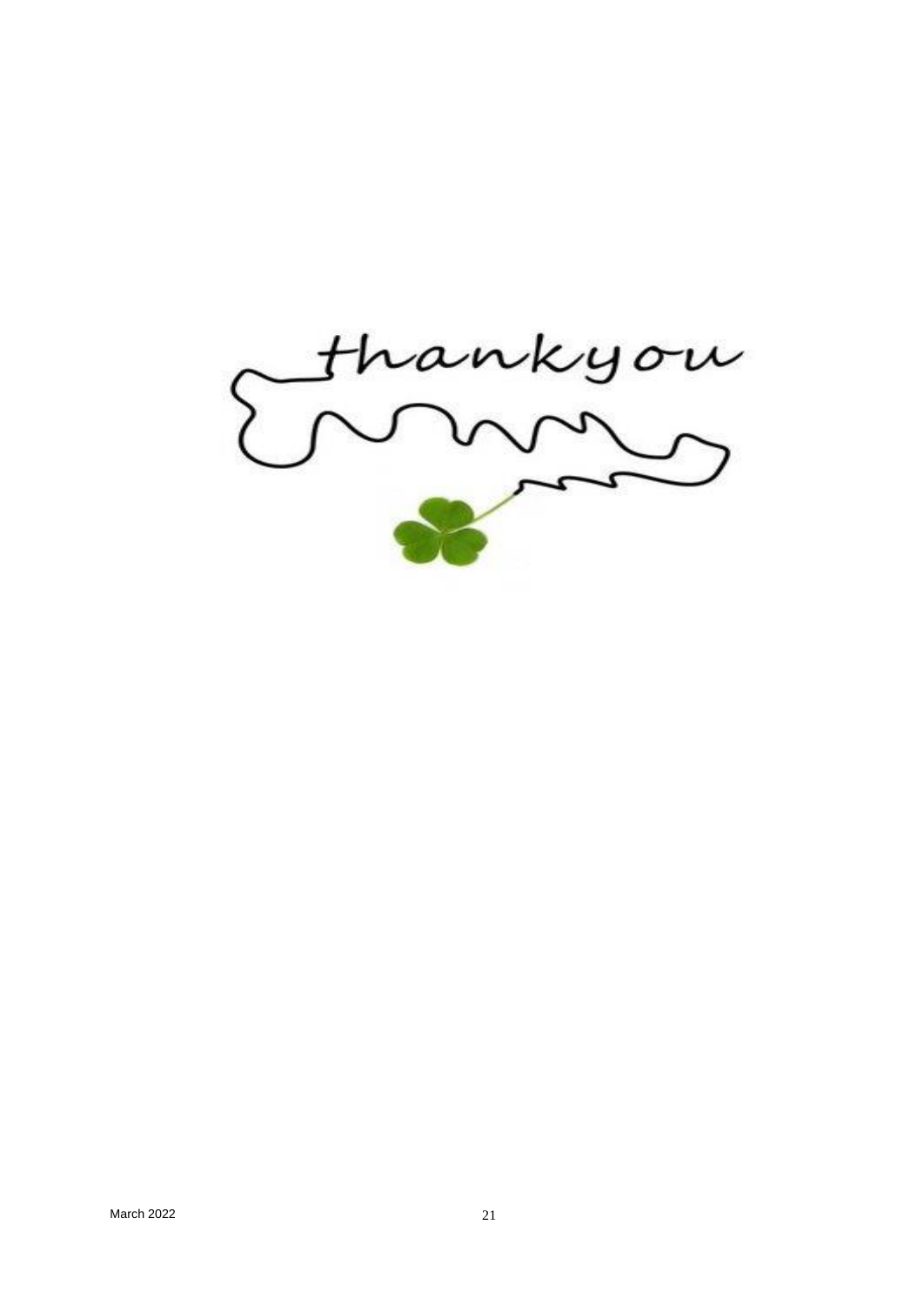thankyou